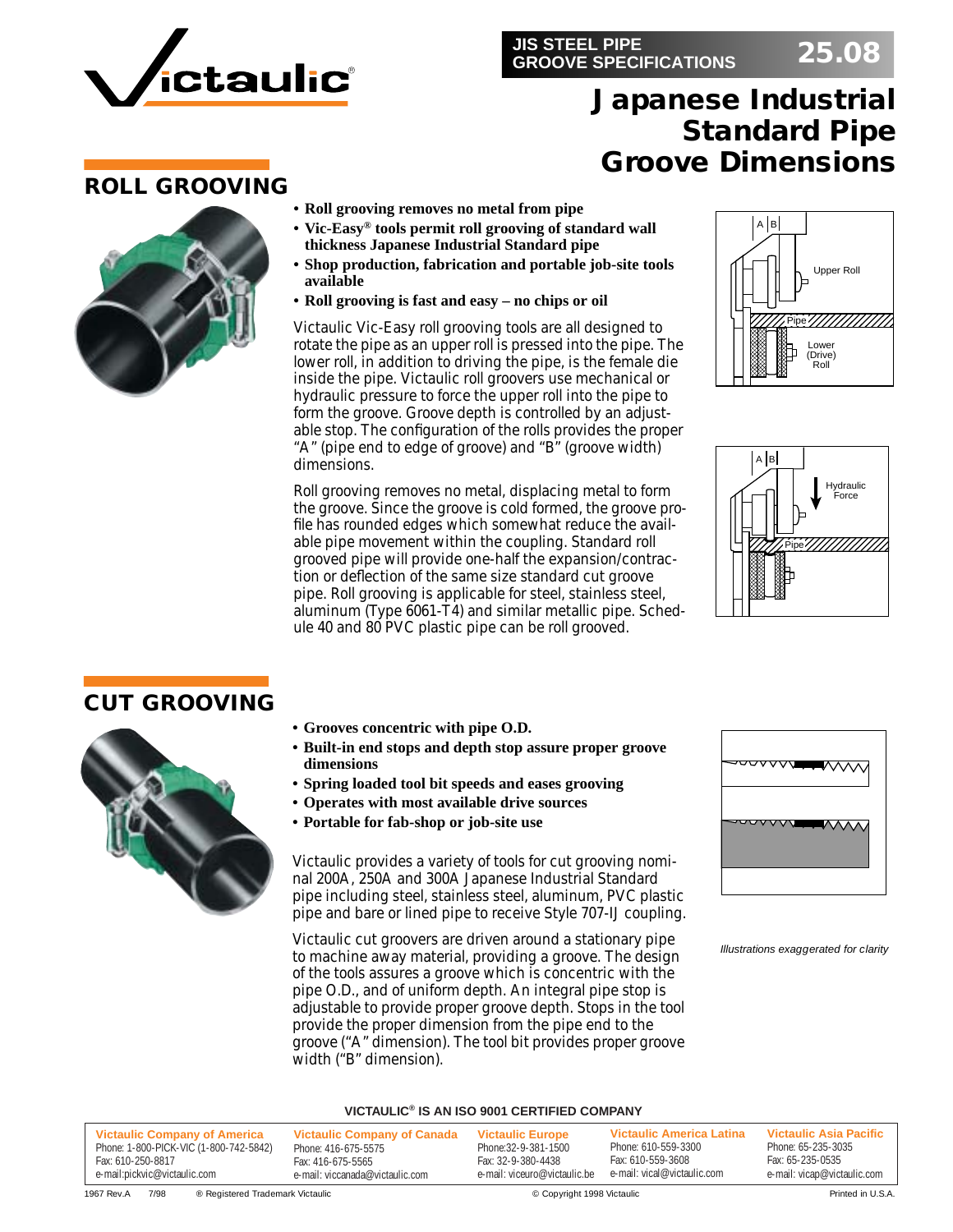# Japanese Industrial Standard Pipe Groove Dimensions

JIS STEEL PIPE GROOVE SPECIFICATIONS 25.08

## ROLL GROOVING

- **Roll grooving removes no metal from pipe**
- **Vic-Easy® tools permit roll grooving of standard wall thickness Japanese Industrial Standard pipe**
- **Shop production, fabrication and portable job-site tools available**
- **Roll grooving is fast and easy – no chips or oil**

Victaulic Vic-Easy roll grooving tools are all designed to rotate the pipe as an upper roll is pressed into the pipe. The lower roll, in addition to driving the pipe, is the female die inside the pipe. Victaulic roll groovers use mechanical or hydraulic pressure to force the upper roll into the pipe to form the groove. Groove depth is controlled by an adjustable stop. The configuration of the rolls provides the proper "A" (pipe end to edge of groove) and "B" (groove width) dimensions.

Roll grooving removes no metal, displacing metal to form the groove. Since the groove is cold formed, the groove profile has rounded edges which somewhat reduce the available pipe movement within the coupling. Standard roll grooved pipe will provide one-half the expansion/contraction or deflection of the same size standard cut groove pipe. Roll grooving is applicable for steel, stainless steel, aluminum (Type 6061-T4) and similar metallic pipe. Schedule 40 and 80 PVC plastic pipe can be roll grooved.

A B Upper Roll Pipe Lower (Drive) Roll

A B Hydraulic Force Pipe

## CUT GROOVING

- **Grooves concentric with pipe O.D.**
- **Built-in end stops and depth stop assure proper groove dimensions**
- **Spring loaded tool bit speeds and eases grooving**
- **Operates with most available drive sources**
- **Portable for fab-shop or job-site use**

Victaulic provides a variety of tools for cut grooving nominal 200A, 250A and 300A Japanese Industrial Standard pipe including steel, stainless steel, aluminum, PVC plastic pipe and bare or lined pipe to receive Style 707-IJ coupling.

Victaulic cut groovers are driven around a stationary pipe to machine away material, providing a groove. The design of the tools assures a groove which is concentric with the pipe O.D., and of uniform depth. An integral pipe stop is adjustable to provide proper groove depth. Stops in the tool provide the proper dimension from the pipe end to the groove ("A" dimension). The tool bit provides proper groove width ("B" dimension).

*Illustrations exaggerated for clarity*

**VICTAULIC® IS AN ISO 9001 CERTIFIED COMPANY**

| Victaulic Company of America | Victaulic Company of Canada | Victaulic Europe | Victaulic America Latina | Victaulic Asia Pacific |
|---|---|---|---|---|
| Phone: 1-800-PICK-VIC (1-800-742-5842) | Phone: 416-675-5575 | Phone:32-9-381-1500 | Phone: 610-559-3300 | Phone: 65-235-3035 |
| Fax: 610-250-8817 | Fax: 416-675-5565 | Fax: 32-9-380-4438 | Fax: 610-559-3608 | Fax: 65-235-0535 |
| e-mail:pickvic@victaulic.com | e-mail: viccanada@victaulic.com | e-mail: viceuro@victaulic.be | e-mail: vical@victaulic.com | e-mail: vicap@victaulic.com |

1967 Rev.A 7/98 ® Registered Trademark Victaulic © Copyright 1998 Victaulic Printed in U.S.A.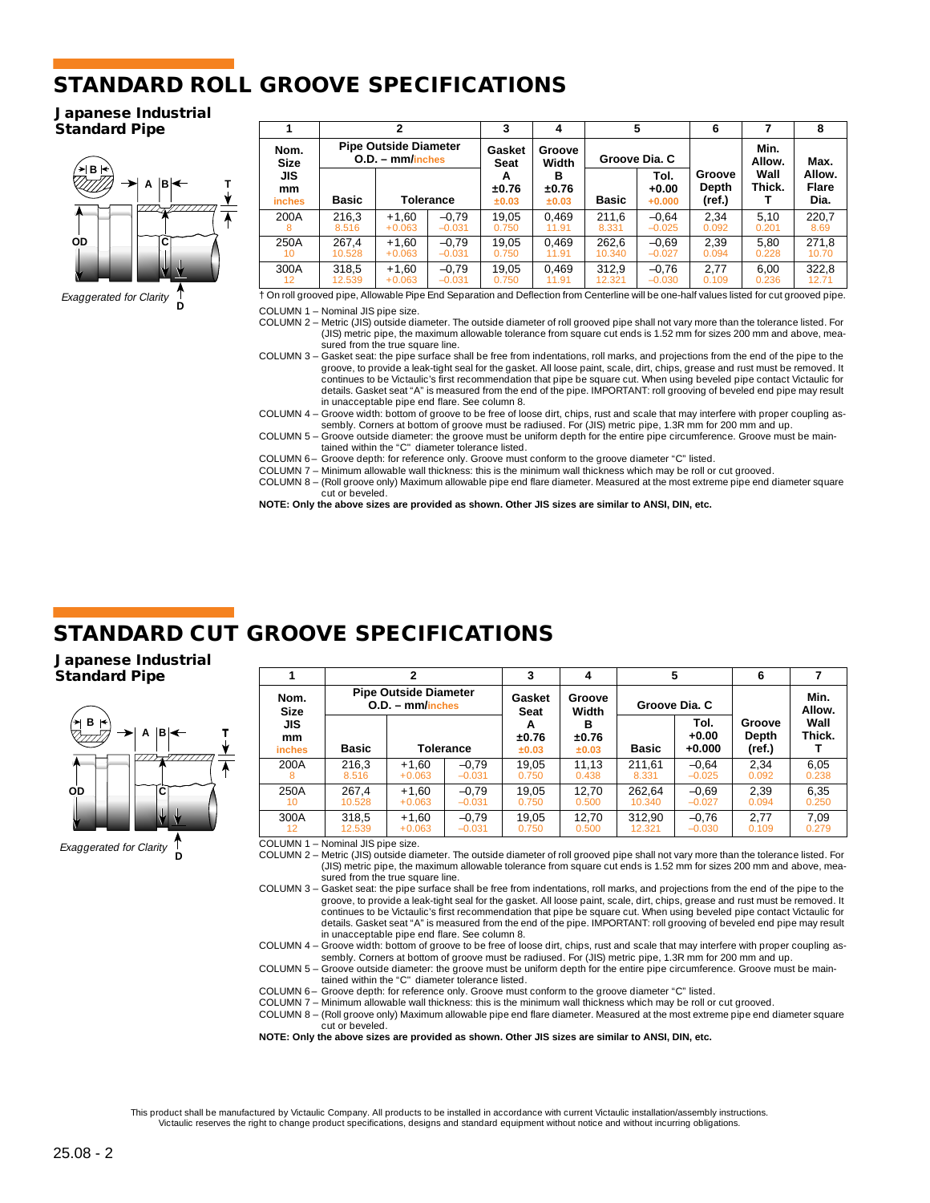# STANDARD ROLL GROOVE SPECIFICATIONS

## Japanese Industrial Standard Pipe

Exaggerated for Clarity

| 1 | 2 | | | 3 | 4 | 5 | | 6 | 7 | 8 |
|---|---|---|---|---|---|---|---|---|---|---|
| Nom. Size JIS mm inches | Pipe Outside Diameter O.D. – mm/inches | | | Gasket Seat A ±0.76 ±0.03 | Groove Width B ±0.76 ±0.03 | Groove Dia. C | | Groove Depth (ref.) | Min. Allow. Wall Thick. T | Max. Allow. Flare Dia. |
| | Basic | Tolerance | | | | Basic | Tol. +0.00 +0.000 | | | |
| 200A 8 | 216,3 8.516 | +1,60 +0.063 | –0,79 –0.031 | 19,05 0.750 | 0,469 11.91 | 211,6 8.331 | –0,64 –0.025 | 2,34 0.092 | 5,10 0.201 | 220,7 8.69 |
| 250A 10 | 267,4 10.528 | +1,60 +0.063 | –0,79 –0.031 | 19,05 0.750 | 0,469 11.91 | 262,6 10.340 | –0,69 –0.027 | 2,39 0.094 | 5,80 0.228 | 271,8 10.70 |
| 300A 12 | 318,5 12.539 | +1,60 +0.063 | –0,79 –0.031 | 19,05 0.750 | 0,469 11.91 | 312,9 12.321 | –0,76 –0.030 | 2,77 0.109 | 6,00 0.236 | 322,8 12.71 |

† On roll grooved pipe, Allowable Pipe End Separation and Deflection from Centerline will be one-half values listed for cut grooved pipe.

COLUMN 1 – Nominal JIS pipe size.

COLUMN 2 – Metric (JIS) outside diameter. The outside diameter of roll grooved pipe shall not vary more than the tolerance listed. For (JIS) metric pipe, the maximum allowable tolerance from square cut ends is 1.52 mm for sizes 200 mm and above, measured from the true square line.

COLUMN 3 – Gasket seat: the pipe surface shall be free from indentations, roll marks, and projections from the end of the pipe to the groove, to provide a leak-tight seal for the gasket. All loose paint, scale, dirt, chips, grease and rust must be removed. It continues to be Victaulic's first recommendation that pipe be square cut. When using beveled pipe contact Victaulic for details. Gasket seat "A" is measured from the end of the pipe. IMPORTANT: roll grooving of beveled end pipe may result in unacceptable pipe end flare. See column 8.

COLUMN 4 – Groove width: bottom of groove to be free of loose dirt, chips, rust and scale that may interfere with proper coupling assembly. Corners at bottom of groove must be radiused. For (JIS) metric pipe, 1.3R mm for 200 mm and up.

COLUMN 5 – Groove outside diameter: the groove must be uniform depth for the entire pipe circumference. Groove must be maintained within the "C" diameter tolerance listed.

COLUMN 6 – Groove depth: for reference only. Groove must conform to the groove diameter "C" listed.

COLUMN 7 – Minimum allowable wall thickness: this is the minimum wall thickness which may be roll or cut grooved.

COLUMN 8 – (Roll groove only) Maximum allowable pipe end flare diameter. Measured at the most extreme pipe end diameter square cut or beveled.

**NOTE: Only the above sizes are provided as shown. Other JIS sizes are similar to ANSI, DIN, etc.**

# STANDARD CUT GROOVE SPECIFICATIONS

## Japanese Industrial Standard Pipe

Exaggerated for Clarity

| 1 | 2 | | | 3 | 4 | 5 | | 6 | 7 |
|---|---|---|---|---|---|---|---|---|---|
| Nom. Size JIS mm inches | Pipe Outside Diameter O.D. – mm/inches | | | Gasket Seat A ±0.76 ±0.03 | Groove Width B ±0.76 ±0.03 | Groove Dia. C | | Groove Depth (ref.) | Min. Allow. Wall Thick. T |
| | Basic | Tolerance | | | | Basic | Tol. +0.00 +0.000 | | |
| 200A 8 | 216,3 8.516 | +1,60 +0.063 | –0,79 –0.031 | 19,05 0.750 | 11,13 0.438 | 211,61 8.331 | –0,64 –0.025 | 2,34 0.092 | 6,05 0.238 |
| 250A 10 | 267,4 10.528 | +1,60 +0.063 | –0,79 –0.031 | 19,05 0.750 | 12,70 0.500 | 262,64 10.340 | –0,69 –0.027 | 2,39 0.094 | 6,35 0.250 |
| 300A 12 | 318,5 12.539 | +1,60 +0.063 | –0,79 –0.031 | 19,05 0.750 | 12,70 0.500 | 312,90 12.321 | –0,76 –0.030 | 2,77 0.109 | 7,09 0.279 |

COLUMN 1 – Nominal JIS pipe size.

COLUMN 2 – Metric (JIS) outside diameter. The outside diameter of roll grooved pipe shall not vary more than the tolerance listed. For (JIS) metric pipe, the maximum allowable tolerance from square cut ends is 1.52 mm for sizes 200 mm and above, measured from the true square line.

COLUMN 3 – Gasket seat: the pipe surface shall be free from indentations, roll marks, and projections from the end of the pipe to the groove, to provide a leak-tight seal for the gasket. All loose paint, scale, dirt, chips, grease and rust must be removed. It continues to be Victaulic's first recommendation that pipe be square cut. When using beveled pipe contact Victaulic for details. Gasket seat "A" is measured from the end of the pipe. IMPORTANT: roll grooving of beveled end pipe may result in unacceptable pipe end flare. See column 8.

COLUMN 4 – Groove width: bottom of groove to be free of loose dirt, chips, rust and scale that may interfere with proper coupling assembly. Corners at bottom of groove must be radiused. For (JIS) metric pipe, 1.3R mm for 200 mm and up.

COLUMN 5 – Groove outside diameter: the groove must be uniform depth for the entire pipe circumference. Groove must be maintained within the "C" diameter tolerance listed.

COLUMN 6 – Groove depth: for reference only. Groove must conform to the groove diameter "C" listed.

COLUMN 7 – Minimum allowable wall thickness: this is the minimum wall thickness which may be roll or cut grooved.

COLUMN 8 – (Roll groove only) Maximum allowable pipe end flare diameter. Measured at the most extreme pipe end diameter square cut or beveled.

**NOTE: Only the above sizes are provided as shown. Other JIS sizes are similar to ANSI, DIN, etc.**

This product shall be manufactured by Victaulic Company. All products to be installed in accordance with current Victaulic installation/assembly instructions. Victaulic reserves the right to change product specifications, designs and standard equipment without notice and without incurring obligations.